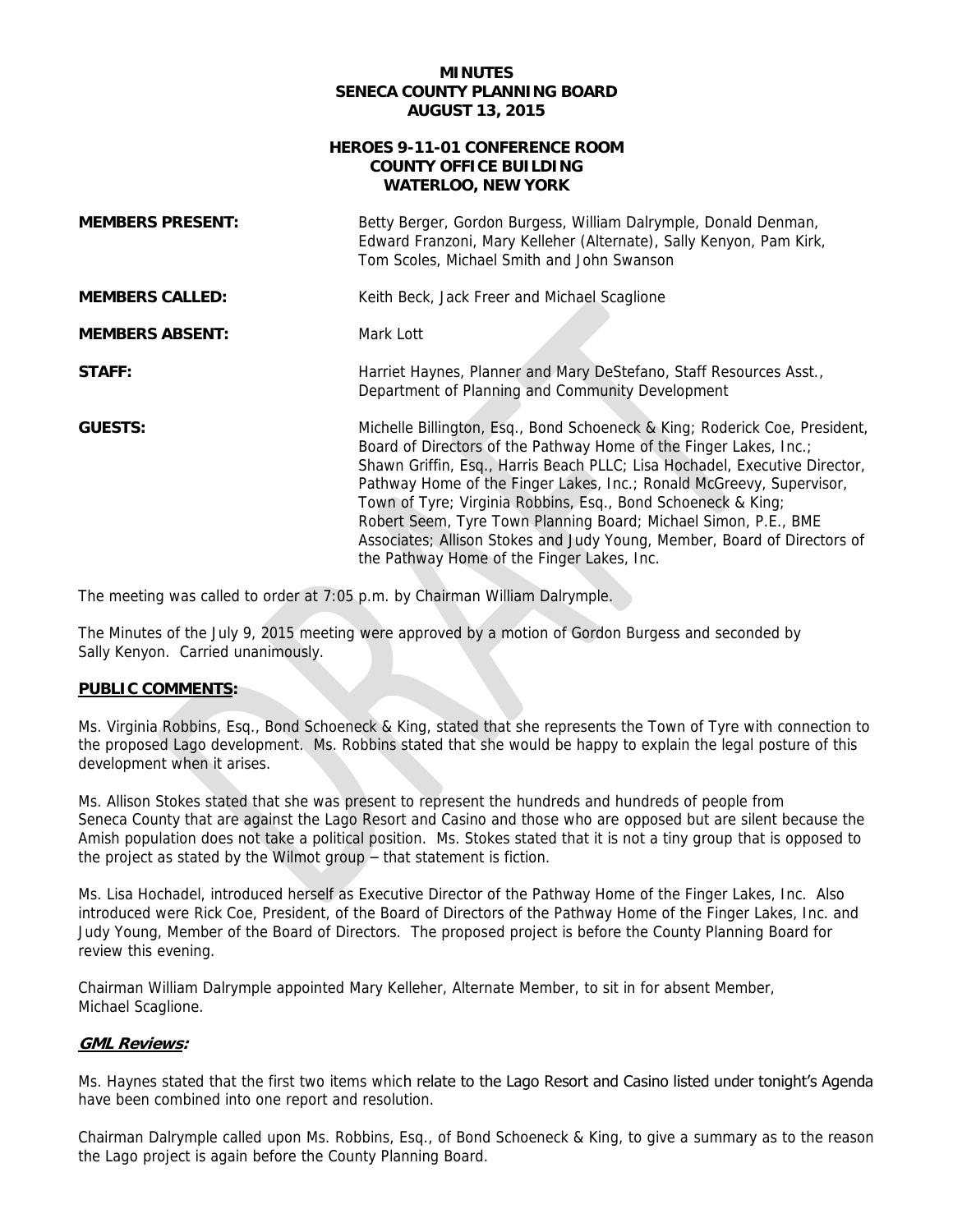# MINUTES
# SENECA COUNTY PLANNING BOARD
# AUGUST 13, 2015

## HEROES 9-11-01 CONFERENCE ROOM
## COUNTY OFFICE BUILDING
## WATERLOO, NEW YORK

**MEMBERS PRESENT:** Betty Berger, Gordon Burgess, William Dalrymple, Donald Denman, Edward Franzoni, Mary Kelleher (Alternate), Sally Kenyon, Pam Kirk, Tom Scoles, Michael Smith and John Swanson

**MEMBERS CALLED:** Keith Beck, Jack Freer and Michael Scaglione

**MEMBERS ABSENT:** Mark Lott

**STAFF:** Harriet Haynes, Planner and Mary DeStefano, Staff Resources Asst., Department of Planning and Community Development

**GUESTS:** Michelle Billington, Esq., Bond Schoeneck & King; Roderick Coe, President, Board of Directors of the Pathway Home of the Finger Lakes, Inc.; Shawn Griffin, Esq., Harris Beach PLLC; Lisa Hochadel, Executive Director, Pathway Home of the Finger Lakes, Inc.; Ronald McGreevy, Supervisor, Town of Tyre; Virginia Robbins, Esq., Bond Schoeneck & King; Robert Seem, Tyre Town Planning Board; Michael Simon, P.E., BME Associates; Allison Stokes and Judy Young, Member, Board of Directors of the Pathway Home of the Finger Lakes, Inc.

The meeting was called to order at 7:05 p.m. by Chairman William Dalrymple.

The Minutes of the July 9, 2015 meeting were approved by a motion of Gordon Burgess and seconded by Sally Kenyon. Carried unanimously.

**PUBLIC COMMENTS:**

Ms. Virginia Robbins, Esq., Bond Schoeneck & King, stated that she represents the Town of Tyre with connection to the proposed Lago development. Ms. Robbins stated that she would be happy to explain the legal posture of this development when it arises.

Ms. Allison Stokes stated that she was present to represent the hundreds and hundreds of people from Seneca County that are against the Lago Resort and Casino and those who are opposed but are silent because the Amish population does not take a political position. Ms. Stokes stated that it is not a tiny group that is opposed to the project as stated by the Wilmot group – that statement is fiction.

Ms. Lisa Hochadel, introduced herself as Executive Director of the Pathway Home of the Finger Lakes, Inc. Also introduced were Rick Coe, President, of the Board of Directors of the Pathway Home of the Finger Lakes, Inc. and Judy Young, Member of the Board of Directors. The proposed project is before the County Planning Board for review this evening.

Chairman William Dalrymple appointed Mary Kelleher, Alternate Member, to sit in for absent Member, Michael Scaglione.

***GML Reviews:***

Ms. Haynes stated that the first two items which relate to the Lago Resort and Casino listed under tonight's Agenda have been combined into one report and resolution.

Chairman Dalrymple called upon Ms. Robbins, Esq., of Bond Schoeneck & King, to give a summary as to the reason the Lago project is again before the County Planning Board.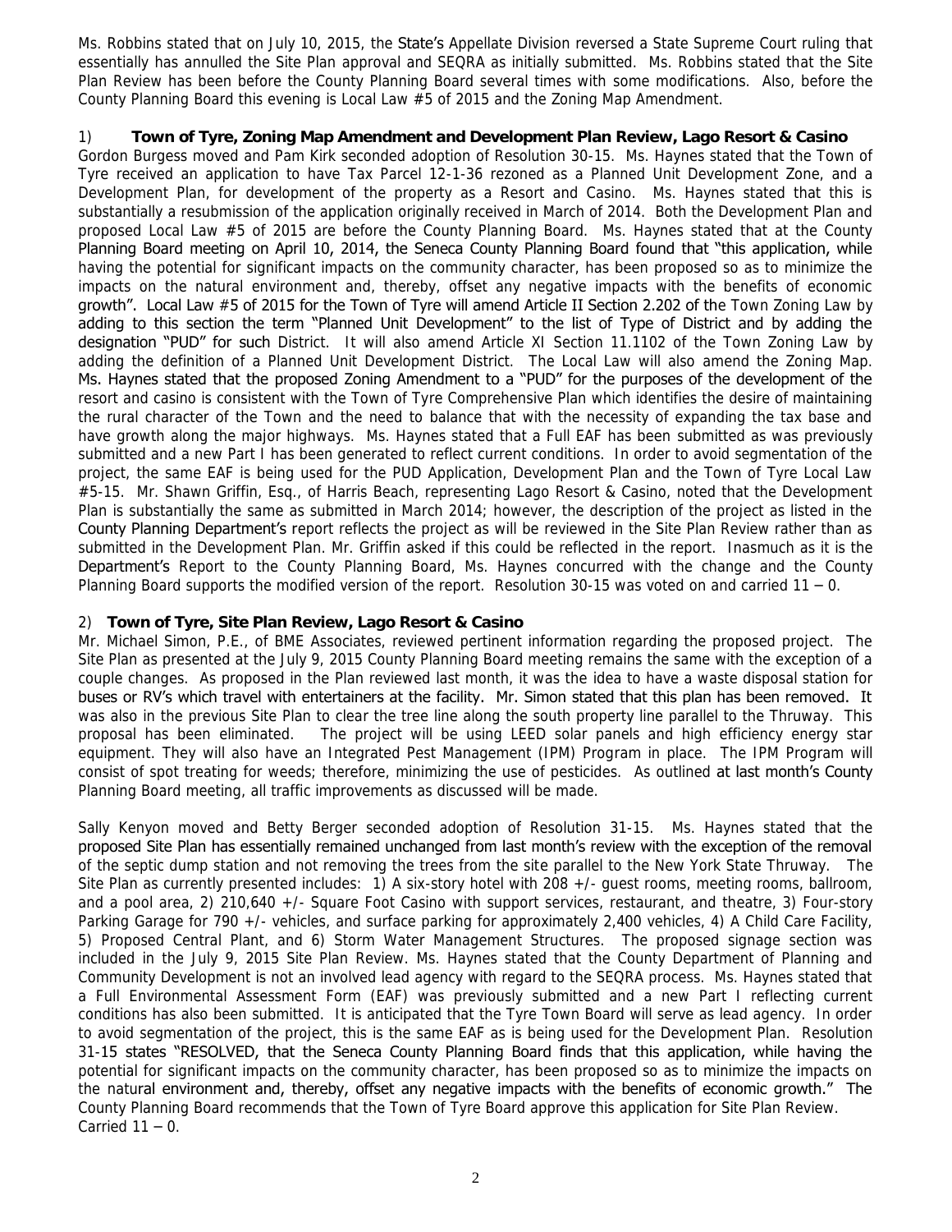Ms. Robbins stated that on July 10, 2015, the State's Appellate Division reversed a State Supreme Court ruling that essentially has annulled the Site Plan approval and SEQRA as initially submitted. Ms. Robbins stated that the Site Plan Review has been before the County Planning Board several times with some modifications. Also, before the County Planning Board this evening is Local Law #5 of 2015 and the Zoning Map Amendment.

1) **Town of Tyre, Zoning Map Amendment and Development Plan Review, Lago Resort & Casino**

Gordon Burgess moved and Pam Kirk seconded adoption of Resolution 30-15. Ms. Haynes stated that the Town of Tyre received an application to have Tax Parcel 12-1-36 rezoned as a Planned Unit Development Zone, and a Development Plan, for development of the property as a Resort and Casino. Ms. Haynes stated that this is substantially a resubmission of the application originally received in March of 2014. Both the Development Plan and proposed Local Law #5 of 2015 are before the County Planning Board. Ms. Haynes stated that at the County Planning Board meeting on April 10, 2014, the Seneca County Planning Board found that "this application, while having the potential for significant impacts on the community character, has been proposed so as to minimize the impacts on the natural environment and, thereby, offset any negative impacts with the benefits of economic growth". Local Law #5 of 2015 for the Town of Tyre will amend Article II Section 2.202 of the Town Zoning Law by adding to this section the term "Planned Unit Development" to the list of Type of District and by adding the designation "PUD" for such District. It will also amend Article XI Section 11.1102 of the Town Zoning Law by adding the definition of a Planned Unit Development District. The Local Law will also amend the Zoning Map. Ms. Haynes stated that the proposed Zoning Amendment to a "PUD" for the purposes of the development of the resort and casino is consistent with the Town of Tyre Comprehensive Plan which identifies the desire of maintaining the rural character of the Town and the need to balance that with the necessity of expanding the tax base and have growth along the major highways. Ms. Haynes stated that a Full EAF has been submitted as was previously submitted and a new Part I has been generated to reflect current conditions. In order to avoid segmentation of the project, the same EAF is being used for the PUD Application, Development Plan and the Town of Tyre Local Law #5-15. Mr. Shawn Griffin, Esq., of Harris Beach, representing Lago Resort & Casino, noted that the Development Plan is substantially the same as submitted in March 2014; however, the description of the project as listed in the County Planning Department's report reflects the project as will be reviewed in the Site Plan Review rather than as submitted in the Development Plan. Mr. Griffin asked if this could be reflected in the report. Inasmuch as it is the Department's Report to the County Planning Board, Ms. Haynes concurred with the change and the County Planning Board supports the modified version of the report. Resolution 30-15 was voted on and carried 11 – 0.

2) **Town of Tyre, Site Plan Review, Lago Resort & Casino**

Mr. Michael Simon, P.E., of BME Associates, reviewed pertinent information regarding the proposed project. The Site Plan as presented at the July 9, 2015 County Planning Board meeting remains the same with the exception of a couple changes. As proposed in the Plan reviewed last month, it was the idea to have a waste disposal station for buses or RV's which travel with entertainers at the facility. Mr. Simon stated that this plan has been removed. It was also in the previous Site Plan to clear the tree line along the south property line parallel to the Thruway. This proposal has been eliminated. The project will be using LEED solar panels and high efficiency energy star equipment. They will also have an Integrated Pest Management (IPM) Program in place. The IPM Program will consist of spot treating for weeds; therefore, minimizing the use of pesticides. As outlined at last month's County Planning Board meeting, all traffic improvements as discussed will be made.

Sally Kenyon moved and Betty Berger seconded adoption of Resolution 31-15. Ms. Haynes stated that the proposed Site Plan has essentially remained unchanged from last month's review with the exception of the removal of the septic dump station and not removing the trees from the site parallel to the New York State Thruway. The Site Plan as currently presented includes: 1) A six-story hotel with 208 +/- guest rooms, meeting rooms, ballroom, and a pool area, 2) 210,640 +/- Square Foot Casino with support services, restaurant, and theatre, 3) Four-story Parking Garage for 790 +/- vehicles, and surface parking for approximately 2,400 vehicles, 4) A Child Care Facility, 5) Proposed Central Plant, and 6) Storm Water Management Structures. The proposed signage section was included in the July 9, 2015 Site Plan Review. Ms. Haynes stated that the County Department of Planning and Community Development is not an involved lead agency with regard to the SEQRA process. Ms. Haynes stated that a Full Environmental Assessment Form (EAF) was previously submitted and a new Part I reflecting current conditions has also been submitted. It is anticipated that the Tyre Town Board will serve as lead agency. In order to avoid segmentation of the project, this is the same EAF as is being used for the Development Plan. Resolution 31-15 states "RESOLVED, that the Seneca County Planning Board finds that this application, while having the potential for significant impacts on the community character, has been proposed so as to minimize the impacts on the natural environment and, thereby, offset any negative impacts with the benefits of economic growth." The County Planning Board recommends that the Town of Tyre Board approve this application for Site Plan Review. Carried 11 – 0.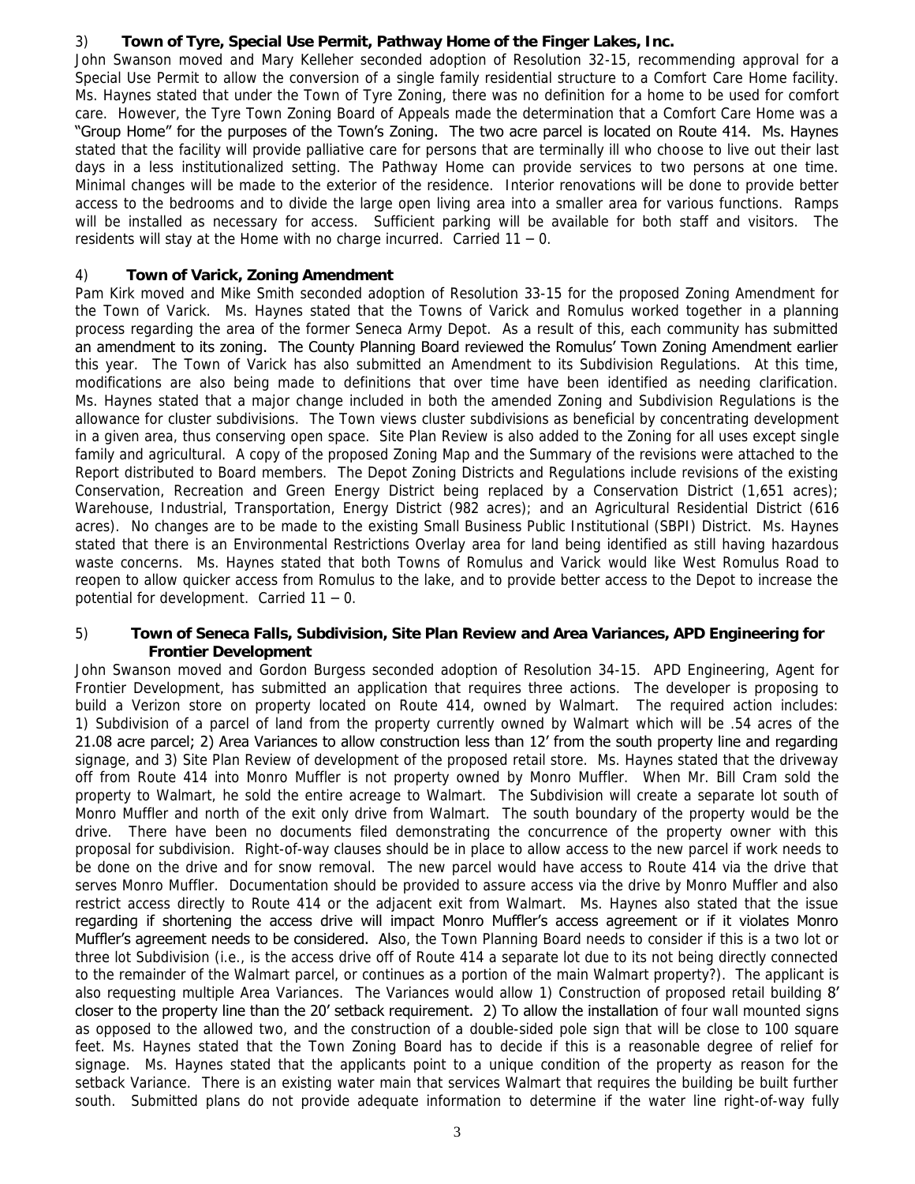3) **Town of Tyre, Special Use Permit, Pathway Home of the Finger Lakes, Inc.**

John Swanson moved and Mary Kelleher seconded adoption of Resolution 32-15, recommending approval for a Special Use Permit to allow the conversion of a single family residential structure to a Comfort Care Home facility. Ms. Haynes stated that under the Town of Tyre Zoning, there was no definition for a home to be used for comfort care. However, the Tyre Town Zoning Board of Appeals made the determination that a Comfort Care Home was a "Group Home" for the purposes of the Town's Zoning. The two acre parcel is located on Route 414. Ms. Haynes stated that the facility will provide palliative care for persons that are terminally ill who choose to live out their last days in a less institutionalized setting. The Pathway Home can provide services to two persons at one time. Minimal changes will be made to the exterior of the residence. Interior renovations will be done to provide better access to the bedrooms and to divide the large open living area into a smaller area for various functions. Ramps will be installed as necessary for access. Sufficient parking will be available for both staff and visitors. The residents will stay at the Home with no charge incurred. Carried 11 – 0.

4) **Town of Varick, Zoning Amendment**

Pam Kirk moved and Mike Smith seconded adoption of Resolution 33-15 for the proposed Zoning Amendment for the Town of Varick. Ms. Haynes stated that the Towns of Varick and Romulus worked together in a planning process regarding the area of the former Seneca Army Depot. As a result of this, each community has submitted an amendment to its zoning. The County Planning Board reviewed the Romulus' Town Zoning Amendment earlier this year. The Town of Varick has also submitted an Amendment to its Subdivision Regulations. At this time, modifications are also being made to definitions that over time have been identified as needing clarification. Ms. Haynes stated that a major change included in both the amended Zoning and Subdivision Regulations is the allowance for cluster subdivisions. The Town views cluster subdivisions as beneficial by concentrating development in a given area, thus conserving open space. Site Plan Review is also added to the Zoning for all uses except single family and agricultural. A copy of the proposed Zoning Map and the Summary of the revisions were attached to the Report distributed to Board members. The Depot Zoning Districts and Regulations include revisions of the existing Conservation, Recreation and Green Energy District being replaced by a Conservation District (1,651 acres); Warehouse, Industrial, Transportation, Energy District (982 acres); and an Agricultural Residential District (616 acres). No changes are to be made to the existing Small Business Public Institutional (SBPI) District. Ms. Haynes stated that there is an Environmental Restrictions Overlay area for land being identified as still having hazardous waste concerns. Ms. Haynes stated that both Towns of Romulus and Varick would like West Romulus Road to reopen to allow quicker access from Romulus to the lake, and to provide better access to the Depot to increase the potential for development. Carried 11 – 0.

5) **Town of Seneca Falls, Subdivision, Site Plan Review and Area Variances, APD Engineering for Frontier Development**

John Swanson moved and Gordon Burgess seconded adoption of Resolution 34-15. APD Engineering, Agent for Frontier Development, has submitted an application that requires three actions. The developer is proposing to build a Verizon store on property located on Route 414, owned by Walmart. The required action includes: 1) Subdivision of a parcel of land from the property currently owned by Walmart which will be .54 acres of the 21.08 acre parcel; 2) Area Variances to allow construction less than 12' from the south property line and regarding signage, and 3) Site Plan Review of development of the proposed retail store. Ms. Haynes stated that the driveway off from Route 414 into Monro Muffler is not property owned by Monro Muffler. When Mr. Bill Cram sold the property to Walmart, he sold the entire acreage to Walmart. The Subdivision will create a separate lot south of Monro Muffler and north of the exit only drive from Walmart. The south boundary of the property would be the drive. There have been no documents filed demonstrating the concurrence of the property owner with this proposal for subdivision. Right-of-way clauses should be in place to allow access to the new parcel if work needs to be done on the drive and for snow removal. The new parcel would have access to Route 414 via the drive that serves Monro Muffler. Documentation should be provided to assure access via the drive by Monro Muffler and also restrict access directly to Route 414 or the adjacent exit from Walmart. Ms. Haynes also stated that the issue regarding if shortening the access drive will impact Monro Muffler's access agreement or if it violates Monro Muffler's agreement needs to be considered. Also, the Town Planning Board needs to consider if this is a two lot or three lot Subdivision (i.e., is the access drive off of Route 414 a separate lot due to its not being directly connected to the remainder of the Walmart parcel, or continues as a portion of the main Walmart property?). The applicant is also requesting multiple Area Variances. The Variances would allow 1) Construction of proposed retail building 8' closer to the property line than the 20' setback requirement. 2) To allow the installation of four wall mounted signs as opposed to the allowed two, and the construction of a double-sided pole sign that will be close to 100 square feet. Ms. Haynes stated that the Town Zoning Board has to decide if this is a reasonable degree of relief for signage. Ms. Haynes stated that the applicants point to a unique condition of the property as reason for the setback Variance. There is an existing water main that services Walmart that requires the building be built further south. Submitted plans do not provide adequate information to determine if the water line right-of-way fully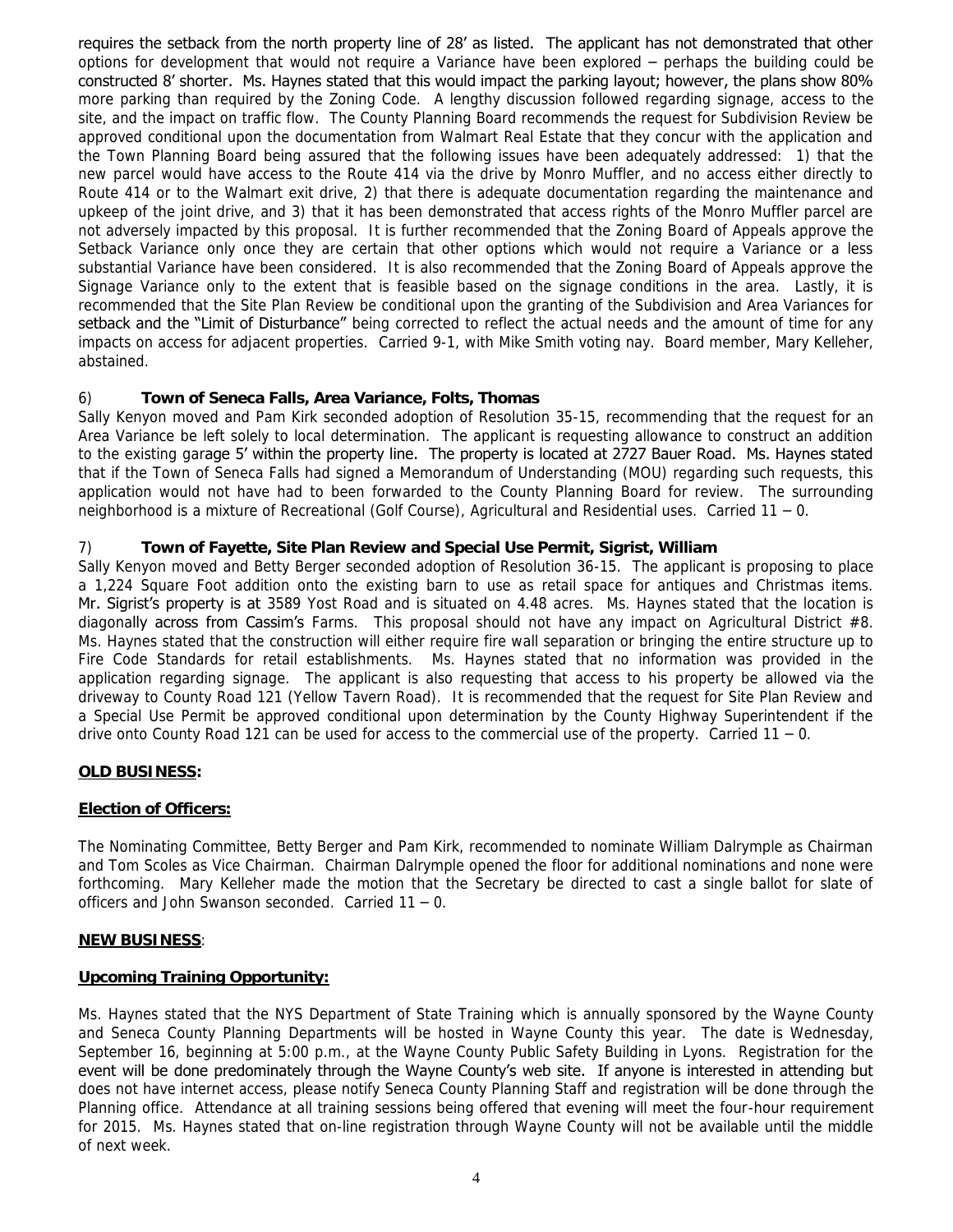requires the setback from the north property line of 28' as listed. The applicant has not demonstrated that other options for development that would not require a Variance have been explored – perhaps the building could be constructed 8' shorter. Ms. Haynes stated that this would impact the parking layout; however, the plans show 80% more parking than required by the Zoning Code. A lengthy discussion followed regarding signage, access to the site, and the impact on traffic flow. The County Planning Board recommends the request for Subdivision Review be approved conditional upon the documentation from Walmart Real Estate that they concur with the application and the Town Planning Board being assured that the following issues have been adequately addressed: 1) that the new parcel would have access to the Route 414 via the drive by Monro Muffler, and no access either directly to Route 414 or to the Walmart exit drive, 2) that there is adequate documentation regarding the maintenance and upkeep of the joint drive, and 3) that it has been demonstrated that access rights of the Monro Muffler parcel are not adversely impacted by this proposal. It is further recommended that the Zoning Board of Appeals approve the Setback Variance only once they are certain that other options which would not require a Variance or a less substantial Variance have been considered. It is also recommended that the Zoning Board of Appeals approve the Signage Variance only to the extent that is feasible based on the signage conditions in the area. Lastly, it is recommended that the Site Plan Review be conditional upon the granting of the Subdivision and Area Variances for setback and the "Limit of Disturbance" being corrected to reflect the actual needs and the amount of time for any impacts on access for adjacent properties. Carried 9-1, with Mike Smith voting nay. Board member, Mary Kelleher, abstained.

6) **Town of Seneca Falls, Area Variance, Folts, Thomas**

Sally Kenyon moved and Pam Kirk seconded adoption of Resolution 35-15, recommending that the request for an Area Variance be left solely to local determination. The applicant is requesting allowance to construct an addition to the existing garage 5' within the property line. The property is located at 2727 Bauer Road. Ms. Haynes stated that if the Town of Seneca Falls had signed a Memorandum of Understanding (MOU) regarding such requests, this application would not have had to been forwarded to the County Planning Board for review. The surrounding neighborhood is a mixture of Recreational (Golf Course), Agricultural and Residential uses. Carried 11 – 0.

7) **Town of Fayette, Site Plan Review and Special Use Permit, Sigrist, William**

Sally Kenyon moved and Betty Berger seconded adoption of Resolution 36-15. The applicant is proposing to place a 1,224 Square Foot addition onto the existing barn to use as retail space for antiques and Christmas items. Mr. Sigrist's property is at 3589 Yost Road and is situated on 4.48 acres. Ms. Haynes stated that the location is diagonally across from Cassim's Farms. This proposal should not have any impact on Agricultural District #8. Ms. Haynes stated that the construction will either require fire wall separation or bringing the entire structure up to Fire Code Standards for retail establishments. Ms. Haynes stated that no information was provided in the application regarding signage. The applicant is also requesting that access to his property be allowed via the driveway to County Road 121 (Yellow Tavern Road). It is recommended that the request for Site Plan Review and a Special Use Permit be approved conditional upon determination by the County Highway Superintendent if the drive onto County Road 121 can be used for access to the commercial use of the property. Carried 11 – 0.

**OLD BUSINESS:**

**Election of Officers:**

The Nominating Committee, Betty Berger and Pam Kirk, recommended to nominate William Dalrymple as Chairman and Tom Scoles as Vice Chairman. Chairman Dalrymple opened the floor for additional nominations and none were forthcoming. Mary Kelleher made the motion that the Secretary be directed to cast a single ballot for slate of officers and John Swanson seconded. Carried 11 – 0.

**NEW BUSINESS:**

**Upcoming Training Opportunity:**

Ms. Haynes stated that the NYS Department of State Training which is annually sponsored by the Wayne County and Seneca County Planning Departments will be hosted in Wayne County this year. The date is Wednesday, September 16, beginning at 5:00 p.m., at the Wayne County Public Safety Building in Lyons. Registration for the event will be done predominately through the Wayne County's web site. If anyone is interested in attending but does not have internet access, please notify Seneca County Planning Staff and registration will be done through the Planning office. Attendance at all training sessions being offered that evening will meet the four-hour requirement for 2015. Ms. Haynes stated that on-line registration through Wayne County will not be available until the middle of next week.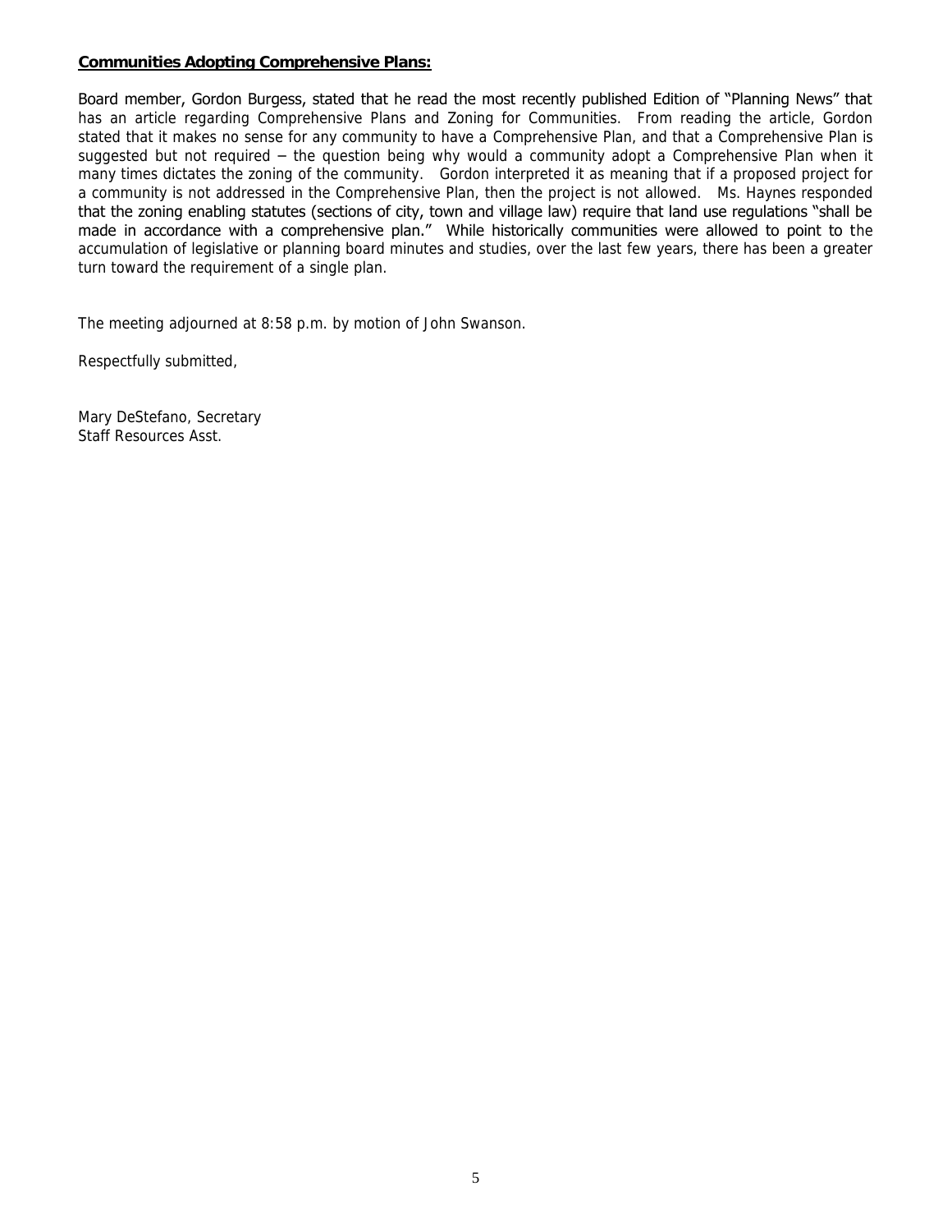**Communities Adopting Comprehensive Plans:**

Board member, Gordon Burgess, stated that he read the most recently published Edition of "Planning News" that has an article regarding Comprehensive Plans and Zoning for Communities. From reading the article, Gordon stated that it makes no sense for any community to have a Comprehensive Plan, and that a Comprehensive Plan is suggested but not required – the question being why would a community adopt a Comprehensive Plan when it many times dictates the zoning of the community. Gordon interpreted it as meaning that if a proposed project for a community is not addressed in the Comprehensive Plan, then the project is not allowed. Ms. Haynes responded that the zoning enabling statutes (sections of city, town and village law) require that land use regulations "shall be made in accordance with a comprehensive plan." While historically communities were allowed to point to the accumulation of legislative or planning board minutes and studies, over the last few years, there has been a greater turn toward the requirement of a single plan.

The meeting adjourned at 8:58 p.m. by motion of John Swanson.

Respectfully submitted,

Mary DeStefano, Secretary
Staff Resources Asst.